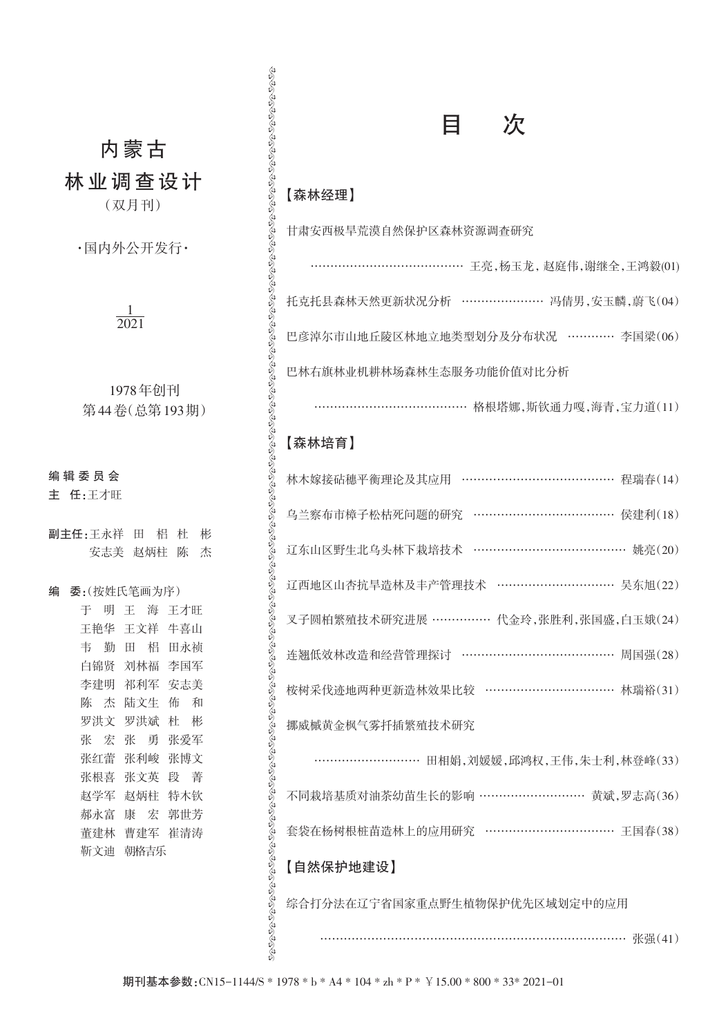# 内蒙古

# 林业调查设计

（双月刊）

·国内外公开发行·

1
2021

1978年创刊

第44卷(总第193期)

**编辑委员会**

**主　任**:王才旺

**副主任**:王永祥　田　栢　杜　彬　安志美　赵炳柱　陈　杰

**编　委**:(按姓氏笔画为序)

于　明　王　海　王才旺　王艳华　王文祥　牛喜山　韦　勤　田　栢　田永祯　白锦贤　刘林福　李国军　李建明　祁利军　安志美　陈　杰　陆文生　佈　和　罗洪文　罗洪斌　杜　彬　张　宏　张　勇　张爱军　张红蕾　张利峻　张博文　张根喜　张文英　段　菁　赵学军　赵炳柱　特木钦　郝永富　康　宏　郭世芳　董建林　曹建军　崔清涛　靳文迪　朝格吉乐

# 目　次

## 【森林经理】

甘肃安西极旱荒漠自然保护区森林资源调查研究 …………………………………… 王亮,杨玉龙,赵庭伟,谢继全,王鸿毅(01)

托克托县森林天然更新状况分析 ………………… 冯倩男,安玉麟,蔚飞(04)

巴彦淖尔市山地丘陵区林地立地类型划分及分布状况 ………… 李国梁(06)

巴林右旗林业机耕林场森林生态服务功能价值对比分析 …………………………………… 格根塔娜,斯钦通力嘎,海青,宝力道(11)

## 【森林培育】

林木嫁接砧穗平衡理论及其应用 …………………………………… 程瑞春(14)

乌兰察布市樟子松枯死问题的研究 ……………………………… 侯建利(18)

辽东山区野生北乌头林下栽培技术 ………………………………… 姚亮(20)

辽西地区山杏抗旱造林及丰产管理技术 ………………………… 吴东旭(22)

叉子圆柏繁殖技术研究进展 …………… 代金玲,张胜利,张国盛,白玉娥(24)

连翘低效林改造和经营管理探讨 ………………………………… 周国强(28)

桉树采伐迹地两种更新造林效果比较 …………………………… 林瑞裕(31)

挪威槭黄金枫气雾扦插繁殖技术研究 ……………………… 田相娟,刘媛媛,邱鸿权,王伟,朱士利,林登峰(33)

不同栽培基质对油茶幼苗生长的影响 ………………………… 黄斌,罗志高(36)

套袋在杨树根桩苗造林上的应用研究 …………………………… 王国春(38)

## 【自然保护地建设】

综合打分法在辽宁省国家重点野生植物保护优先区域划定中的应用 ……………………………………………………………………… 张强(41)

**期刊基本参数**:CN15-1144/S * 1978 * b * A4 * 104 * zh * P * ￥15.00 * 800 * 33* 2021-01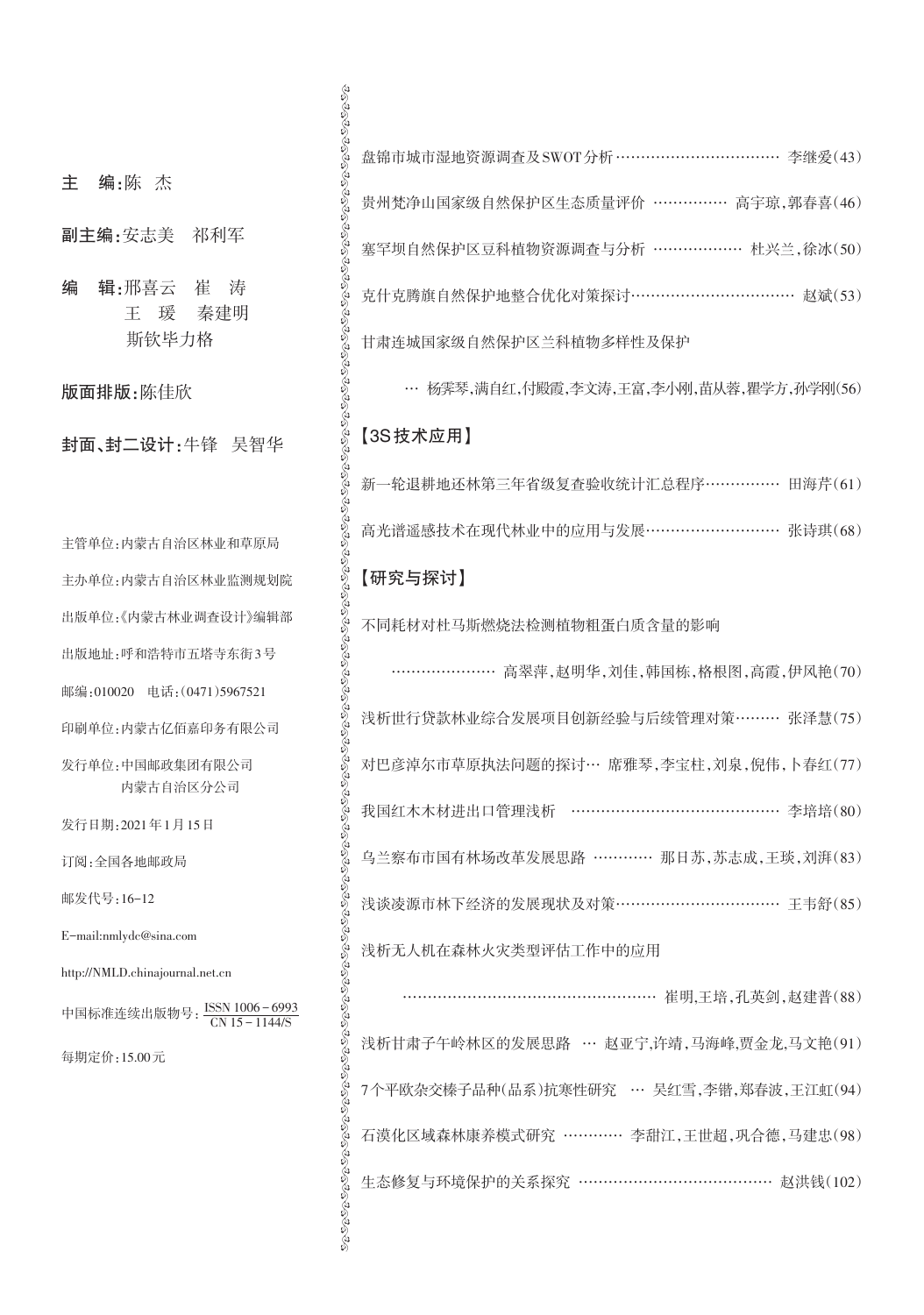**主　编:**陈　杰

**副主编:**安志美　祁利军

**编　辑:**邢喜云　崔　涛
王　瑗　秦建明
斯钦毕力格

**版面排版:**陈佳欣

**封面、封二设计:**牛锋　吴智华

主管单位:内蒙古自治区林业和草原局

主办单位:内蒙古自治区林业监测规划院

出版单位:《内蒙古林业调查设计》编辑部

出版地址:呼和浩特市五塔寺东街3号

邮编:010020　电话:(0471)5967521

印刷单位:内蒙古亿佰嘉印务有限公司

发行单位:中国邮政集团有限公司
内蒙古自治区分公司

发行日期:2021年1月15日

订阅:全国各地邮政局

邮发代号:16-12

E-mail:nmlydc@sina.com

http://NMLD.chinajournal.net.cn

中国标准连续出版物号: ISSN 1006-6993 / CN 15-1144/S

每期定价:15.00元

盘锦市城市湿地资源调查及SWOT分析 …………………………… 李继爱(43)

贵州梵净山国家级自然保护区生态质量评价 …………… 高宇琼,郭春喜(46)

塞罕坝自然保护区豆科植物资源调查与分析 ……………… 杜兴兰,徐冰(50)

克什克腾旗自然保护地整合优化对策探讨…………………………… 赵斌(53)

甘肃连城国家级自然保护区兰科植物多样性及保护
… 杨霁琴,满自红,付殿霞,李文涛,王富,李小刚,苗从蓉,瞿学方,孙学刚(56)

## 【3S技术应用】

新一轮退耕地还林第三年省级复查验收统计汇总程序…………… 田海芹(61)

高光谱遥感技术在现代林业中的应用与发展……………………… 张诗琪(68)

## 【研究与探讨】

不同耗材对杜马斯燃烧法检测植物粗蛋白质含量的影响
………………… 高翠萍,赵明华,刘佳,韩国栋,格根图,高霞,伊风艳(70)

浅析世行贷款林业综合发展项目创新经验与后续管理对策……… 张泽慧(75)

对巴彦淖尔市草原执法问题的探讨… 席雅琴,李宝柱,刘泉,倪伟,卜春红(77)

我国红木木材进出口管理浅析 …………………………………… 李培培(80)

乌兰察布市国有林场改革发展思路 ………… 那日苏,苏志成,王琰,刘湃(83)

浅谈凌源市林下经济的发展现状及对策…………………………… 王韦舒(85)

浅析无人机在森林火灾类型评估工作中的应用
…………………………………………… 崔明,王培,孔英剑,赵建普(88)

浅析甘肃子午岭林区的发展思路 … 赵亚宁,许靖,马海峰,贾金龙,马文艳(91)

7个平欧杂交榛子品种(品系)抗寒性研究 … 吴红雪,李锴,郑春波,王江虹(94)

石漠化区域森林康养模式研究 ………… 李甜江,王世超,巩合德,马建忠(98)

生态修复与环境保护的关系探究 ………………………………… 赵洪钱(102)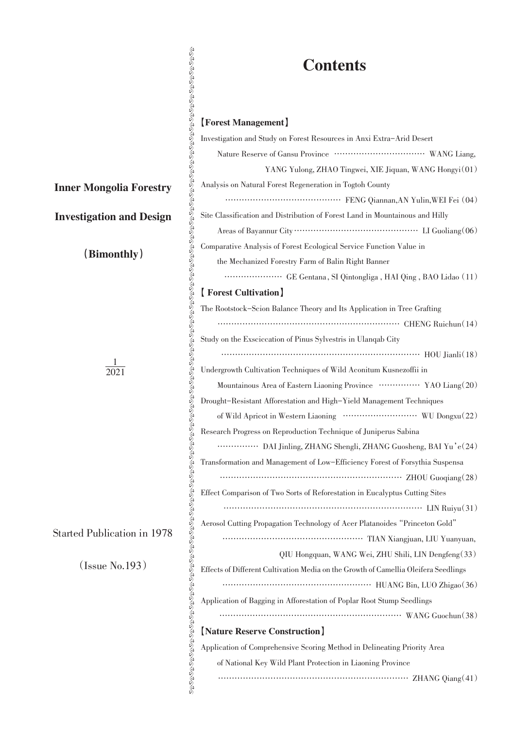**Inner Mongolia Forestry**

**Investigation and Design**

**(Bimonthly)**

1
2021

Started Publication in 1978

(Issue No.193)

# Contents

## 【Forest Management】

Investigation and Study on Forest Resources in Anxi Extra-Arid Desert Nature Reserve of Gansu Province ······························· WANG Liang, YANG Yulong, ZHAO Tingwei, XIE Jiquan, WANG Hongyi(01)

Analysis on Natural Forest Regeneration in Togtoh County ········································· FENG Qiannan,AN Yulin,WEI Fei (04)

Site Classification and Distribution of Forest Land in Mountainous and Hilly Areas of Bayannur City ··········································· LI Guoliang(06)

Comparative Analysis of Forest Ecological Service Function Value in the Mechanized Forestry Farm of Balin Right Banner ···················· GE Gentana, SI Qintongliga , HAI Qing , BAO Lidao (11)

## 【Forest Cultivation】

The Rootstock-Scion Balance Theory and Its Application in Tree Grafting ································································ CHENG Ruichun(14)

Study on the Exsciccation of Pinus Sylvestris in Ulanqab City ······································································ HOU Jianli(18)

Undergrowth Cultivation Techniques of Wild Aconitum Kusnezoffii in Mountainous Area of Eastern Liaoning Province ·············· YAO Liang(20)

Drought-Resistant Afforestation and High-Yield Management Techniques of Wild Apricot in Western Liaoning ························· WU Dongxu(22)

Research Progress on Reproduction Technique of Juniperus Sabina ·············· DAI Jinling, ZHANG Shengli, ZHANG Guosheng, BAI Yu'e(24)

Transformation and Management of Low-Efficiency Forest of Forsythia Suspensa ································································ ZHOU Guoqiang(28)

Effect Comparison of Two Sorts of Reforestation in Eucalyptus Cutting Sites ······································································ LIN Ruiyu(31)

Aerosol Cutting Propagation Technology of Acer Platanoides "Princeton Gold" ················································ TIAN Xiangjuan, LIU Yuanyuan, QIU Hongquan, WANG Wei, ZHU Shili, LIN Dengfeng(33)

Effects of Different Cultivation Media on the Growth of Camellia Oleifera Seedlings ···················································· HUANG Bin, LUO Zhigao(36)

Application of Bagging in Afforestation of Poplar Root Stump Seedlings ································································ WANG Guochun(38)

## 【Nature Reserve Construction】

Application of Comprehensive Scoring Method in Delineating Priority Area of National Key Wild Plant Protection in Liaoning Province ··································································· ZHANG Qiang(41)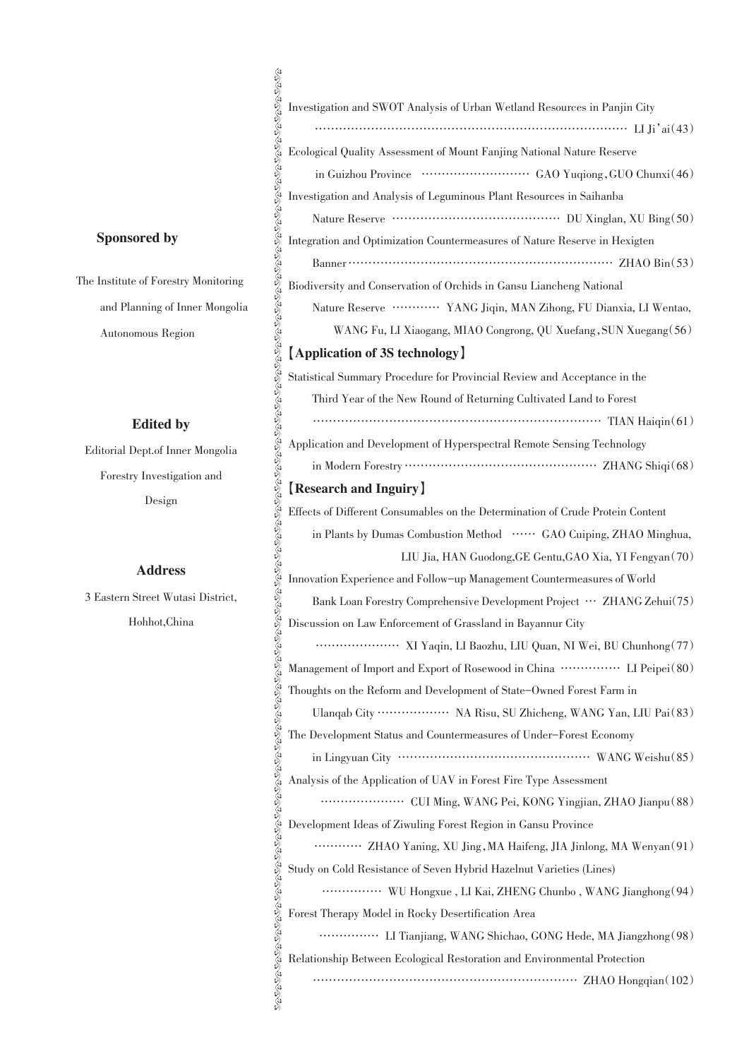**Sponsored by**

The Institute of Forestry Monitoring and Planning of Inner Mongolia Autonomous Region

**Edited by**

Editorial Dept.of Inner Mongolia Forestry Investigation and Design

**Address**

3 Eastern Street Wutasi District, Hohhot,China

Investigation and SWOT Analysis of Urban Wetland Resources in Panjin City ……………………………………………………………………… LI Ji'ai(43)

Ecological Quality Assessment of Mount Fanjing National Nature Reserve in Guizhou Province ……………………… GAO Yuqiong, GUO Chunxi(46)

Investigation and Analysis of Leguminous Plant Resources in Saihanba Nature Reserve …………………………………… DU Xinglan, XU Bing(50)

Integration and Optimization Countermeasures of Nature Reserve in Hexigten Banner…………………………………………………………… ZHAO Bin(53)

Biodiversity and Conservation of Orchids in Gansu Liancheng National Nature Reserve ………… YANG Jiqin, MAN Zihong, FU Dianxia, LI Wentao, WANG Fu, LI Xiaogang, MIAO Congrong, QU Xuefang, SUN Xuegang(56)

## 【Application of 3S technology】

Statistical Summary Procedure for Provincial Review and Acceptance in the Third Year of the New Round of Returning Cultivated Land to Forest ………………………………………………………………… TIAN Haiqin(61)

Application and Development of Hyperspectral Remote Sensing Technology in Modern Forestry ………………………………………… ZHANG Shiqi(68)

## 【Research and Inguiry】

Effects of Different Consumables on the Determination of Crude Protein Content in Plants by Dumas Combustion Method …… GAO Cuiping, ZHAO Minghua, LIU Jia, HAN Guodong,GE Gentu,GAO Xia, YI Fengyan(70)

Innovation Experience and Follow-up Management Countermeasures of World Bank Loan Forestry Comprehensive Development Project … ZHANG Zehui(75)

Discussion on Law Enforcement of Grassland in Bayannur City ………………… XI Yaqin, LI Baozhu, LIU Quan, NI Wei, BU Chunhong(77)

Management of Import and Export of Rosewood in China …………… LI Peipei(80)

Thoughts on the Reform and Development of State-Owned Forest Farm in Ulanqab City ……………… NA Risu, SU Zhicheng, WANG Yan, LIU Pai(83)

The Development Status and Countermeasures of Under-Forest Economy in Lingyuan City ………………………………………… WANG Weishu(85)

Analysis of the Application of UAV in Forest Fire Type Assessment ………………… CUI Ming, WANG Pei, KONG Yingjian, ZHAO Jianpu(88)

Development Ideas of Ziwuling Forest Region in Gansu Province ………… ZHAO Yaning, XU Jing, MA Haifeng, JIA Jinlong, MA Wenyan(91)

Study on Cold Resistance of Seven Hybrid Hazelnut Varieties (Lines) …………… WU Hongxue , LI Kai, ZHENG Chunbo , WANG Jianghong(94)

Forest Therapy Model in Rocky Desertification Area …………… LI Tianjiang, WANG Shichao, GONG Hede, MA Jiangzhong(98)

Relationship Between Ecological Restoration and Environmental Protection ………………………………………………………… ZHAO Hongqian(102)